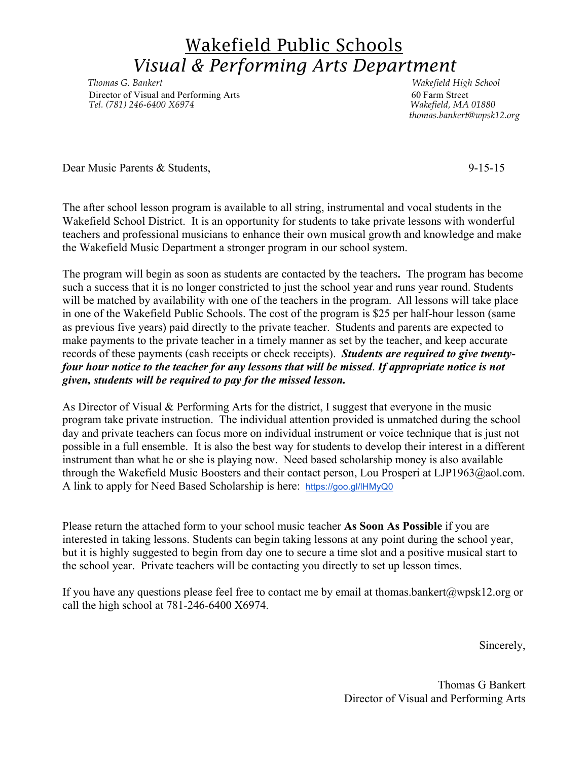# Wakefield Public Schools
## *Visual & Performing Arts Department*

*Thomas G. Bankert*
Director of Visual and Performing Arts
*Tel. (781) 246-6400 X6974*

*Wakefield High School*
60 Farm Street
*Wakefield, MA 01880*
*thomas.bankert@wpsk12.org*

Dear Music Parents & Students, 9-15-15

The after school lesson program is available to all string, instrumental and vocal students in the Wakefield School District. It is an opportunity for students to take private lessons with wonderful teachers and professional musicians to enhance their own musical growth and knowledge and make the Wakefield Music Department a stronger program in our school system.

The program will begin as soon as students are contacted by the teachers**.** The program has become such a success that it is no longer constricted to just the school year and runs year round. Students will be matched by availability with one of the teachers in the program. All lessons will take place in one of the Wakefield Public Schools. The cost of the program is $25 per half-hour lesson (same as previous five years) paid directly to the private teacher. Students and parents are expected to make payments to the private teacher in a timely manner as set by the teacher, and keep accurate records of these payments (cash receipts or check receipts). ***Students are required to give twenty-four hour notice to the teacher for any lessons that will be missed*. *If appropriate notice is not given, students will be required to pay for the missed lesson.***

As Director of Visual & Performing Arts for the district, I suggest that everyone in the music program take private instruction. The individual attention provided is unmatched during the school day and private teachers can focus more on individual instrument or voice technique that is just not possible in a full ensemble. It is also the best way for students to develop their interest in a different instrument than what he or she is playing now. Need based scholarship money is also available through the Wakefield Music Boosters and their contact person, Lou Prosperi at LJP1963@aol.com. A link to apply for Need Based Scholarship is here: https://goo.gl/lHMyQ0

Please return the attached form to your school music teacher **As Soon As Possible** if you are interested in taking lessons. Students can begin taking lessons at any point during the school year, but it is highly suggested to begin from day one to secure a time slot and a positive musical start to the school year. Private teachers will be contacting you directly to set up lesson times.

If you have any questions please feel free to contact me by email at thomas.bankert@wpsk12.org or call the high school at 781-246-6400 X6974.

Sincerely,

Thomas G Bankert
Director of Visual and Performing Arts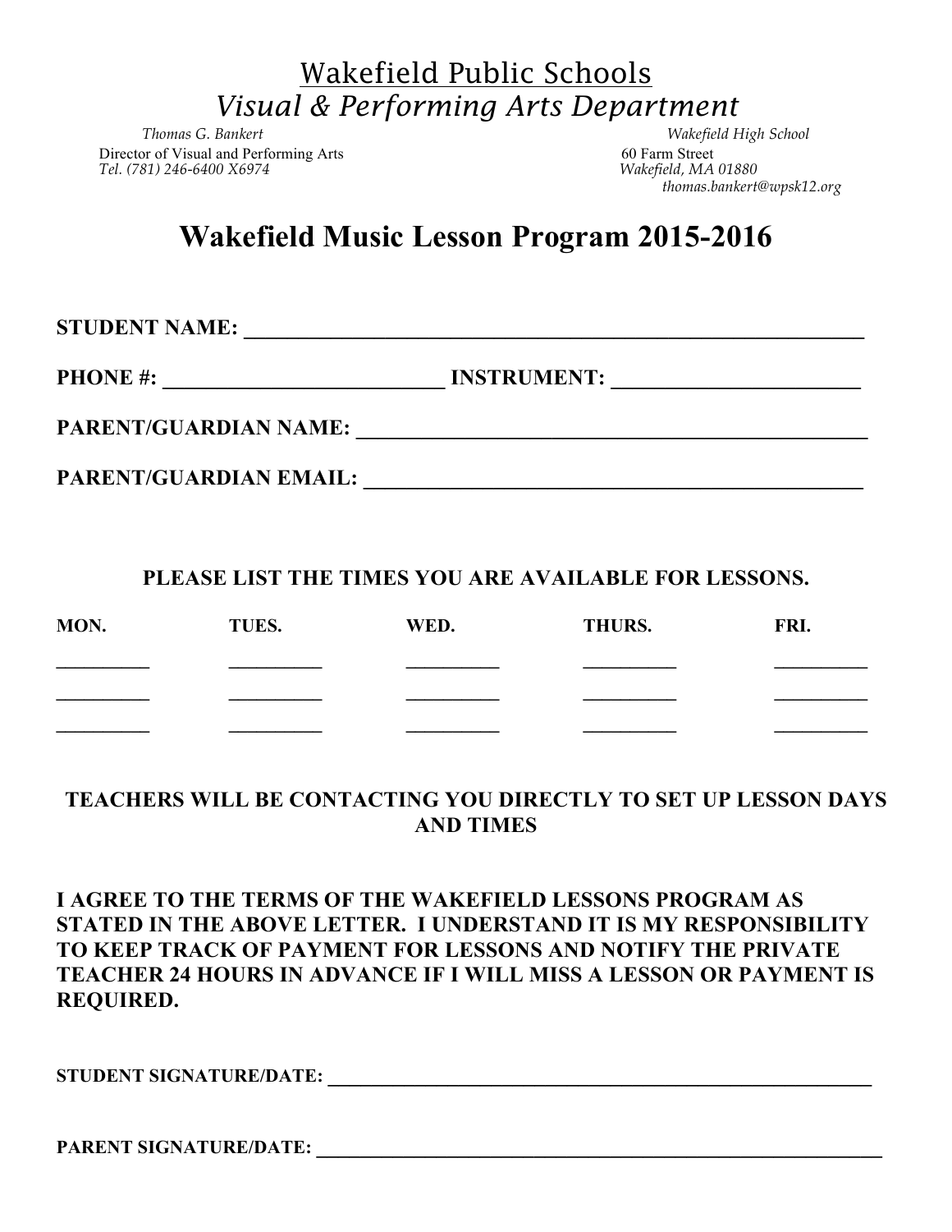# Wakefield Public Schools

## *Visual & Performing Arts Department*

*Thomas G. Bankert*
Director of Visual and Performing Arts
*Tel. (781) 246-6400 X6974*

*Wakefield High School*
60 Farm Street
*Wakefield, MA 01880*
*thomas.bankert@wpsk12.org*

# Wakefield Music Lesson Program 2015-2016

**STUDENT NAME:** ____________________________________________________________

**PHONE #:** ___________________________ **INSTRUMENT:** ________________________

**PARENT/GUARDIAN NAME:** ________________________________________________

**PARENT/GUARDIAN EMAIL:** _______________________________________________

**PLEASE LIST THE TIMES YOU ARE AVAILABLE FOR LESSONS.**

| MON. | TUES. | WED. | THURS. | FRI. |
|---|---|---|---|---|
| _________ | _________ | _________ | _________ | _________ |
| _________ | _________ | _________ | _________ | _________ |
| _________ | _________ | _________ | _________ | _________ |

**TEACHERS WILL BE CONTACTING YOU DIRECTLY TO SET UP LESSON DAYS AND TIMES**

**I AGREE TO THE TERMS OF THE WAKEFIELD LESSONS PROGRAM AS STATED IN THE ABOVE LETTER. I UNDERSTAND IT IS MY RESPONSIBILITY TO KEEP TRACK OF PAYMENT FOR LESSONS AND NOTIFY THE PRIVATE TEACHER 24 HOURS IN ADVANCE IF I WILL MISS A LESSON OR PAYMENT IS REQUIRED.**

**STUDENT SIGNATURE/DATE:** ______________________________________________________

**PARENT SIGNATURE/DATE:** _______________________________________________________